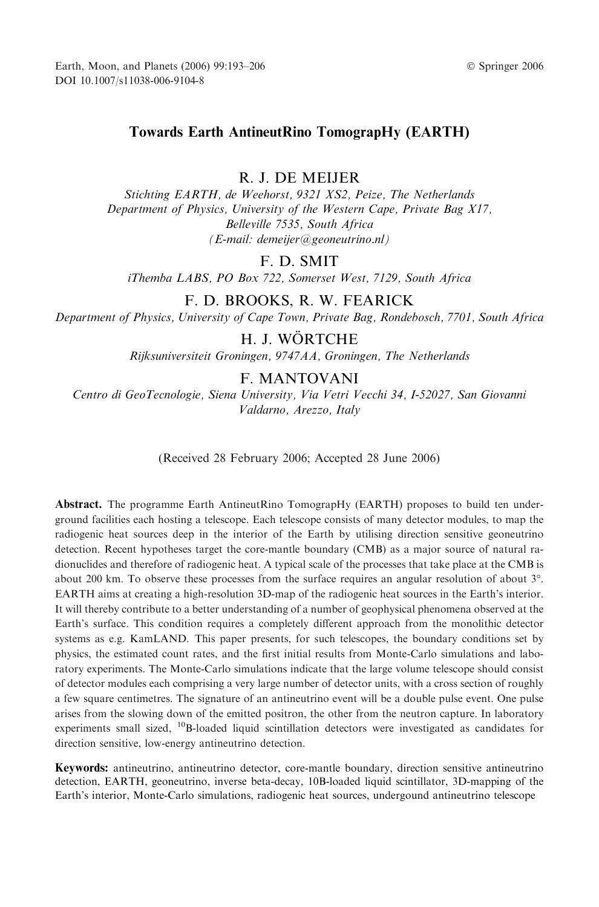# Towards Earth AntineutRino TomograpHy (EARTH)

## R. J. DE MEIJER

*Stichting EARTH, de Weehorst, 9321 XS2, Peize, The Netherlands*
*Department of Physics, University of the Western Cape, Private Bag X17, Belleville 7535, South Africa*
*(E-mail: demeijer@geoneutrino.nl)*

## F. D. SMIT

*iThemba LABS, PO Box 722, Somerset West, 7129, South Africa*

## F. D. BROOKS, R. W. FEARICK

*Department of Physics, University of Cape Town, Private Bag, Rondebosch, 7701, South Africa*

## H. J. WÖRTCHE

*Rijksuniversiteit Groningen, 9747AA, Groningen, The Netherlands*

## F. MANTOVANI

*Centro di GeoTecnologie, Siena University, Via Vetri Vecchi 34, I-52027, San Giovanni Valdarno, Arezzo, Italy*

(Received 28 February 2006; Accepted 28 June 2006)

**Abstract.** The programme Earth AntineutRino TomograpHy (EARTH) proposes to build ten underground facilities each hosting a telescope. Each telescope consists of many detector modules, to map the radiogenic heat sources deep in the interior of the Earth by utilising direction sensitive geoneutrino detection. Recent hypotheses target the core-mantle boundary (CMB) as a major source of natural radionuclides and therefore of radiogenic heat. A typical scale of the processes that take place at the CMB is about 200 km. To observe these processes from the surface requires an angular resolution of about 3°. EARTH aims at creating a high-resolution 3D-map of the radiogenic heat sources in the Earth's interior. It will thereby contribute to a better understanding of a number of geophysical phenomena observed at the Earth's surface. This condition requires a completely different approach from the monolithic detector systems as e.g. KamLAND. This paper presents, for such telescopes, the boundary conditions set by physics, the estimated count rates, and the first initial results from Monte-Carlo simulations and laboratory experiments. The Monte-Carlo simulations indicate that the large volume telescope should consist of detector modules each comprising a very large number of detector units, with a cross section of roughly a few square centimetres. The signature of an antineutrino event will be a double pulse event. One pulse arises from the slowing down of the emitted positron, the other from the neutron capture. In laboratory experiments small sized, $^{10}$B-loaded liquid scintillation detectors were investigated as candidates for direction sensitive, low-energy antineutrino detection.

**Keywords:** antineutrino, antineutrino detector, core-mantle boundary, direction sensitive antineutrino detection, EARTH, geoneutrino, inverse beta-decay, 10B-loaded liquid scintillator, 3D-mapping of the Earth's interior, Monte-Carlo simulations, radiogenic heat sources, undergound antineutrino telescope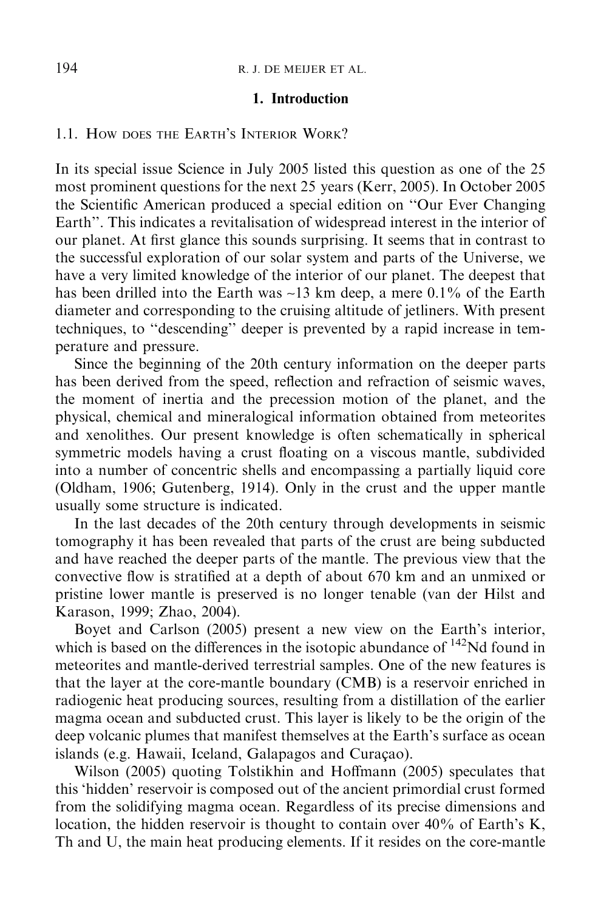## 1. Introduction

### 1.1. How does the Earth's Interior Work?

In its special issue Science in July 2005 listed this question as one of the 25 most prominent questions for the next 25 years (Kerr, 2005). In October 2005 the Scientific American produced a special edition on ''Our Ever Changing Earth''. This indicates a revitalisation of widespread interest in the interior of our planet. At first glance this sounds surprising. It seems that in contrast to the successful exploration of our solar system and parts of the Universe, we have a very limited knowledge of the interior of our planet. The deepest that has been drilled into the Earth was ~13 km deep, a mere 0.1% of the Earth diameter and corresponding to the cruising altitude of jetliners. With present techniques, to ''descending'' deeper is prevented by a rapid increase in temperature and pressure.

Since the beginning of the 20th century information on the deeper parts has been derived from the speed, reflection and refraction of seismic waves, the moment of inertia and the precession motion of the planet, and the physical, chemical and mineralogical information obtained from meteorites and xenolithes. Our present knowledge is often schematically in spherical symmetric models having a crust floating on a viscous mantle, subdivided into a number of concentric shells and encompassing a partially liquid core (Oldham, 1906; Gutenberg, 1914). Only in the crust and the upper mantle usually some structure is indicated.

In the last decades of the 20th century through developments in seismic tomography it has been revealed that parts of the crust are being subducted and have reached the deeper parts of the mantle. The previous view that the convective flow is stratified at a depth of about 670 km and an unmixed or pristine lower mantle is preserved is no longer tenable (van der Hilst and Karason, 1999; Zhao, 2004).

Boyet and Carlson (2005) present a new view on the Earth's interior, which is based on the differences in the isotopic abundance of $^{142}$Nd found in meteorites and mantle-derived terrestrial samples. One of the new features is that the layer at the core-mantle boundary (CMB) is a reservoir enriched in radiogenic heat producing sources, resulting from a distillation of the earlier magma ocean and subducted crust. This layer is likely to be the origin of the deep volcanic plumes that manifest themselves at the Earth's surface as ocean islands (e.g. Hawaii, Iceland, Galapagos and Curaçao).

Wilson (2005) quoting Tolstikhin and Hoffmann (2005) speculates that this 'hidden' reservoir is composed out of the ancient primordial crust formed from the solidifying magma ocean. Regardless of its precise dimensions and location, the hidden reservoir is thought to contain over 40% of Earth's K, Th and U, the main heat producing elements. If it resides on the core-mantle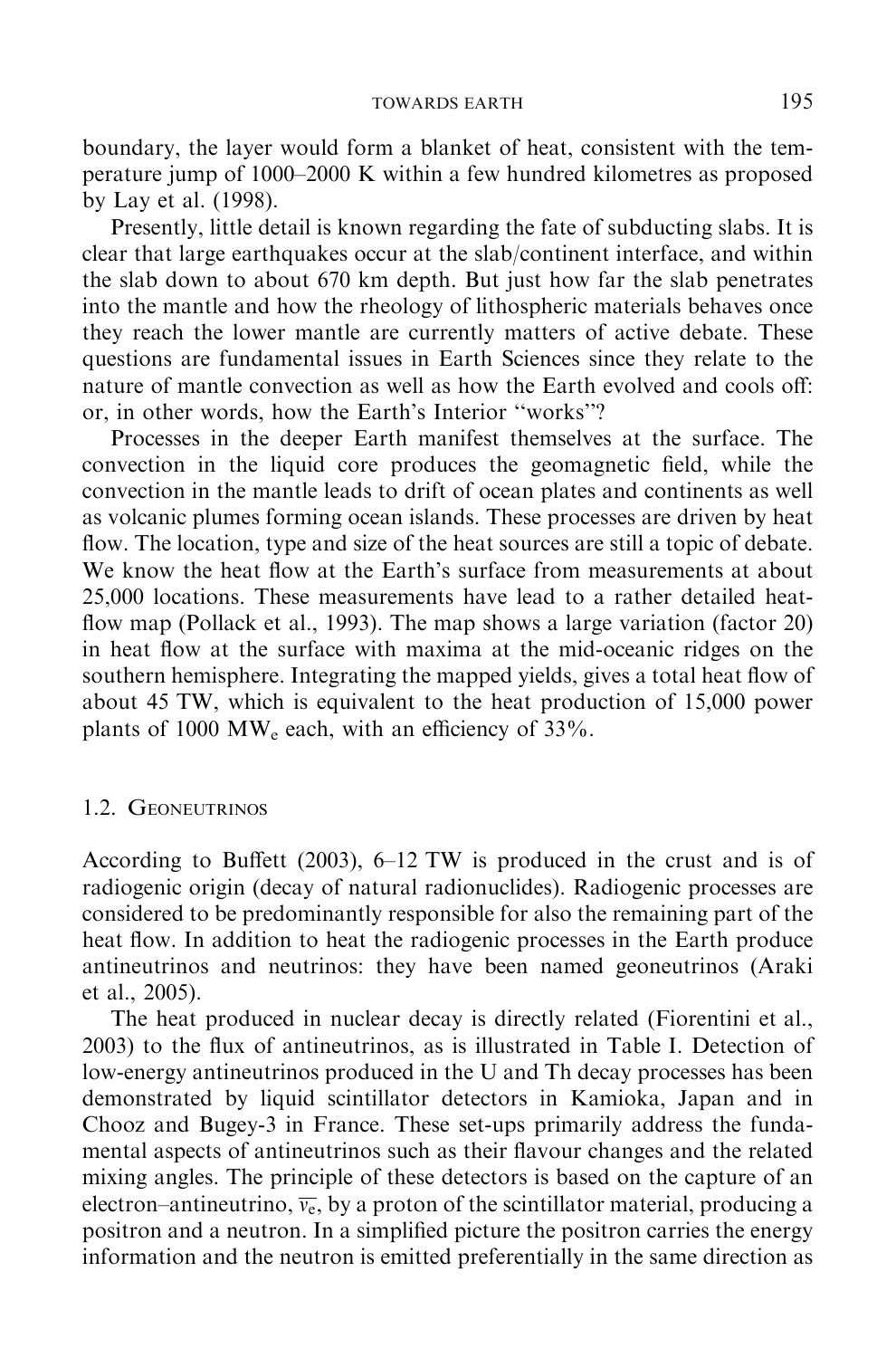boundary, the layer would form a blanket of heat, consistent with the temperature jump of 1000–2000 K within a few hundred kilometres as proposed by Lay et al. (1998).

Presently, little detail is known regarding the fate of subducting slabs. It is clear that large earthquakes occur at the slab/continent interface, and within the slab down to about 670 km depth. But just how far the slab penetrates into the mantle and how the rheology of lithospheric materials behaves once they reach the lower mantle are currently matters of active debate. These questions are fundamental issues in Earth Sciences since they relate to the nature of mantle convection as well as how the Earth evolved and cools off: or, in other words, how the Earth's Interior "works"?

Processes in the deeper Earth manifest themselves at the surface. The convection in the liquid core produces the geomagnetic field, while the convection in the mantle leads to drift of ocean plates and continents as well as volcanic plumes forming ocean islands. These processes are driven by heat flow. The location, type and size of the heat sources are still a topic of debate. We know the heat flow at the Earth's surface from measurements at about 25,000 locations. These measurements have lead to a rather detailed heat-flow map (Pollack et al., 1993). The map shows a large variation (factor 20) in heat flow at the surface with maxima at the mid-oceanic ridges on the southern hemisphere. Integrating the mapped yields, gives a total heat flow of about 45 TW, which is equivalent to the heat production of 15,000 power plants of 1000 $MW_e$ each, with an efficiency of 33%.

### 1.2. Geoneutrinos

According to Buffett (2003), 6–12 TW is produced in the crust and is of radiogenic origin (decay of natural radionuclides). Radiogenic processes are considered to be predominantly responsible for also the remaining part of the heat flow. In addition to heat the radiogenic processes in the Earth produce antineutrinos and neutrinos: they have been named geoneutrinos (Araki et al., 2005).

The heat produced in nuclear decay is directly related (Fiorentini et al., 2003) to the flux of antineutrinos, as is illustrated in Table I. Detection of low-energy antineutrinos produced in the U and Th decay processes has been demonstrated by liquid scintillator detectors in Kamioka, Japan and in Chooz and Bugey-3 in France. These set-ups primarily address the fundamental aspects of antineutrinos such as their flavour changes and the related mixing angles. The principle of these detectors is based on the capture of an electron–antineutrino, $\overline{\nu_e}$, by a proton of the scintillator material, producing a positron and a neutron. In a simplified picture the positron carries the energy information and the neutron is emitted preferentially in the same direction as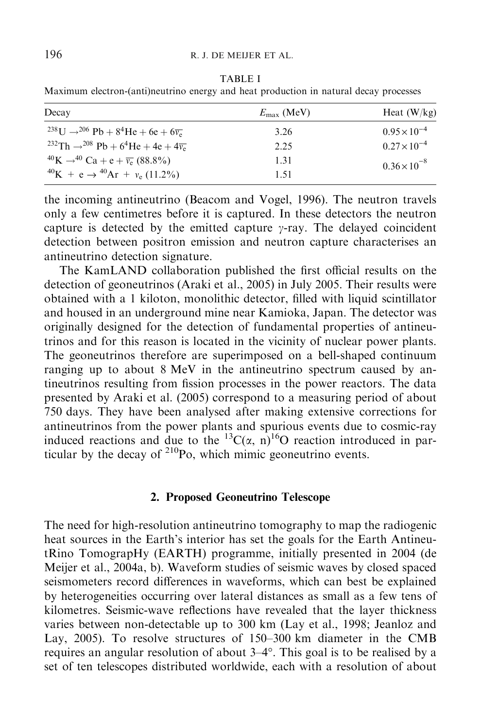TABLE I

Maximum electron-(anti)neutrino energy and heat production in natural decay processes

| Decay | $E_{max}$ (MeV) | Heat (W/kg) |
|---|---|---|
| $^{238}U \rightarrow ^{206}Pb + 8^4He + 6e + 6\overline{\nu_e}$ | 3.26 | $0.95\times10^{-4}$ |
| $^{232}Th \rightarrow ^{208}Pb + 6^4He + 4e + 4\overline{\nu_e}$ | 2.25 | $0.27\times10^{-4}$ |
| $^{40}K \rightarrow ^{40}Ca + e + \overline{\nu_e}$ (88.8%) | 1.31 | $0.36\times10^{-8}$ |
| $^{40}K + e \rightarrow ^{40}Ar + \nu_e$ (11.2%) | 1.51 | |

the incoming antineutrino (Beacom and Vogel, 1996). The neutron travels only a few centimetres before it is captured. In these detectors the neutron capture is detected by the emitted capture $\gamma$-ray. The delayed coincident detection between positron emission and neutron capture characterises an antineutrino detection signature.

The KamLAND collaboration published the first official results on the detection of geoneutrinos (Araki et al., 2005) in July 2005. Their results were obtained with a 1 kiloton, monolithic detector, filled with liquid scintillator and housed in an underground mine near Kamioka, Japan. The detector was originally designed for the detection of fundamental properties of antineutrinos and for this reason is located in the vicinity of nuclear power plants. The geoneutrinos therefore are superimposed on a bell-shaped continuum ranging up to about 8 MeV in the antineutrino spectrum caused by antineutrinos resulting from fission processes in the power reactors. The data presented by Araki et al. (2005) correspond to a measuring period of about 750 days. They have been analysed after making extensive corrections for antineutrinos from the power plants and spurious events due to cosmic-ray induced reactions and due to the $^{13}C(\alpha, n)^{16}O$ reaction introduced in particular by the decay of $^{210}Po$, which mimic geoneutrino events.

## 2. Proposed Geoneutrino Telescope

The need for high-resolution antineutrino tomography to map the radiogenic heat sources in the Earth's interior has set the goals for the Earth AntineutRino TomograpHy (EARTH) programme, initially presented in 2004 (de Meijer et al., 2004a, b). Waveform studies of seismic waves by closed spaced seismometers record differences in waveforms, which can best be explained by heterogeneities occurring over lateral distances as small as a few tens of kilometres. Seismic-wave reflections have revealed that the layer thickness varies between non-detectable up to 300 km (Lay et al., 1998; Jeanloz and Lay, 2005). To resolve structures of 150–300 km diameter in the CMB requires an angular resolution of about 3–4°. This goal is to be realised by a set of ten telescopes distributed worldwide, each with a resolution of about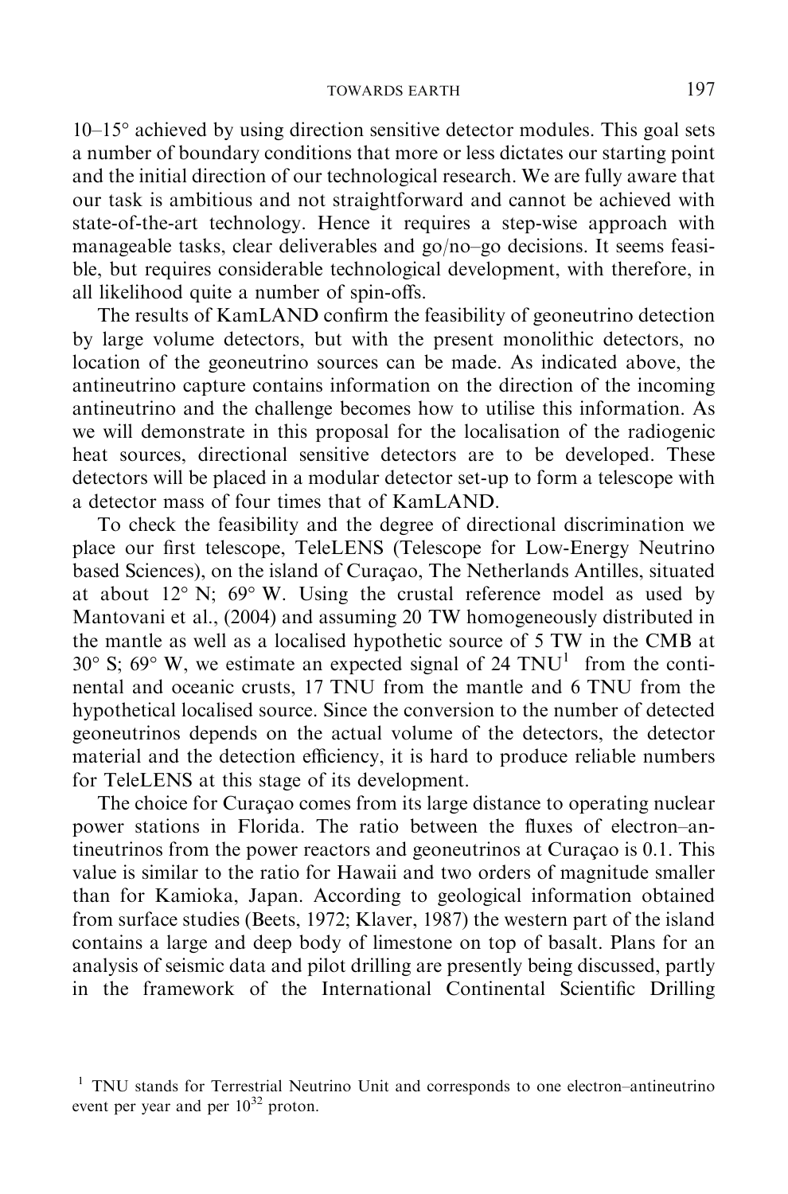10–15° achieved by using direction sensitive detector modules. This goal sets a number of boundary conditions that more or less dictates our starting point and the initial direction of our technological research. We are fully aware that our task is ambitious and not straightforward and cannot be achieved with state-of-the-art technology. Hence it requires a step-wise approach with manageable tasks, clear deliverables and go/no–go decisions. It seems feasible, but requires considerable technological development, with therefore, in all likelihood quite a number of spin-offs.

The results of KamLAND confirm the feasibility of geoneutrino detection by large volume detectors, but with the present monolithic detectors, no location of the geoneutrino sources can be made. As indicated above, the antineutrino capture contains information on the direction of the incoming antineutrino and the challenge becomes how to utilise this information. As we will demonstrate in this proposal for the localisation of the radiogenic heat sources, directional sensitive detectors are to be developed. These detectors will be placed in a modular detector set-up to form a telescope with a detector mass of four times that of KamLAND.

To check the feasibility and the degree of directional discrimination we place our first telescope, TeleLENS (Telescope for Low-Energy Neutrino based Sciences), on the island of Curaçao, The Netherlands Antilles, situated at about 12° N; 69° W. Using the crustal reference model as used by Mantovani et al., (2004) and assuming 20 TW homogeneously distributed in the mantle as well as a localised hypothetic source of 5 TW in the CMB at 30° S; 69° W, we estimate an expected signal of 24 TNU[1] from the continental and oceanic crusts, 17 TNU from the mantle and 6 TNU from the hypothetical localised source. Since the conversion to the number of detected geoneutrinos depends on the actual volume of the detectors, the detector material and the detection efficiency, it is hard to produce reliable numbers for TeleLENS at this stage of its development.

The choice for Curaçao comes from its large distance to operating nuclear power stations in Florida. The ratio between the fluxes of electron–antineutrinos from the power reactors and geoneutrinos at Curaçao is 0.1. This value is similar to the ratio for Hawaii and two orders of magnitude smaller than for Kamioka, Japan. According to geological information obtained from surface studies (Beets, 1972; Klaver, 1987) the western part of the island contains a large and deep body of limestone on top of basalt. Plans for an analysis of seismic data and pilot drilling are presently being discussed, partly in the framework of the International Continental Scientific Drilling

[1] TNU stands for Terrestrial Neutrino Unit and corresponds to one electron–antineutrino event per year and per $10^{32}$ proton.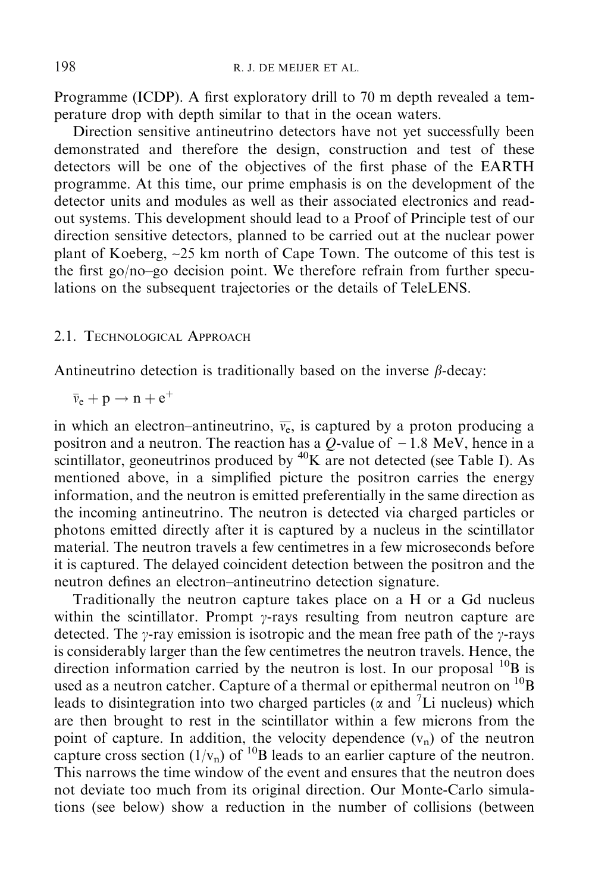Programme (ICDP). A first exploratory drill to 70 m depth revealed a temperature drop with depth similar to that in the ocean waters.

Direction sensitive antineutrino detectors have not yet successfully been demonstrated and therefore the design, construction and test of these detectors will be one of the objectives of the first phase of the EARTH programme. At this time, our prime emphasis is on the development of the detector units and modules as well as their associated electronics and readout systems. This development should lead to a Proof of Principle test of our direction sensitive detectors, planned to be carried out at the nuclear power plant of Koeberg, ~25 km north of Cape Town. The outcome of this test is the first go/no–go decision point. We therefore refrain from further speculations on the subsequent trajectories or the details of TeleLENS.

### 2.1. Technological Approach

Antineutrino detection is traditionally based on the inverse $\beta$-decay:

$$\bar{\nu}_e + p \rightarrow n + e^+$$

in which an electron–antineutrino, $\overline{\nu_e}$, is captured by a proton producing a positron and a neutron. The reaction has a $Q$-value of $-1.8$ MeV, hence in a scintillator, geoneutrinos produced by $^{40}$K are not detected (see Table I). As mentioned above, in a simplified picture the positron carries the energy information, and the neutron is emitted preferentially in the same direction as the incoming antineutrino. The neutron is detected via charged particles or photons emitted directly after it is captured by a nucleus in the scintillator material. The neutron travels a few centimetres in a few microseconds before it is captured. The delayed coincident detection between the positron and the neutron defines an electron–antineutrino detection signature.

Traditionally the neutron capture takes place on a H or a Gd nucleus within the scintillator. Prompt $\gamma$-rays resulting from neutron capture are detected. The $\gamma$-ray emission is isotropic and the mean free path of the $\gamma$-rays is considerably larger than the few centimetres the neutron travels. Hence, the direction information carried by the neutron is lost. In our proposal $^{10}$B is used as a neutron catcher. Capture of a thermal or epithermal neutron on $^{10}$B leads to disintegration into two charged particles ($\alpha$ and $^{7}$Li nucleus) which are then brought to rest in the scintillator within a few microns from the point of capture. In addition, the velocity dependence ($v_n$) of the neutron capture cross section ($1/v_n$) of $^{10}$B leads to an earlier capture of the neutron. This narrows the time window of the event and ensures that the neutron does not deviate too much from its original direction. Our Monte-Carlo simulations (see below) show a reduction in the number of collisions (between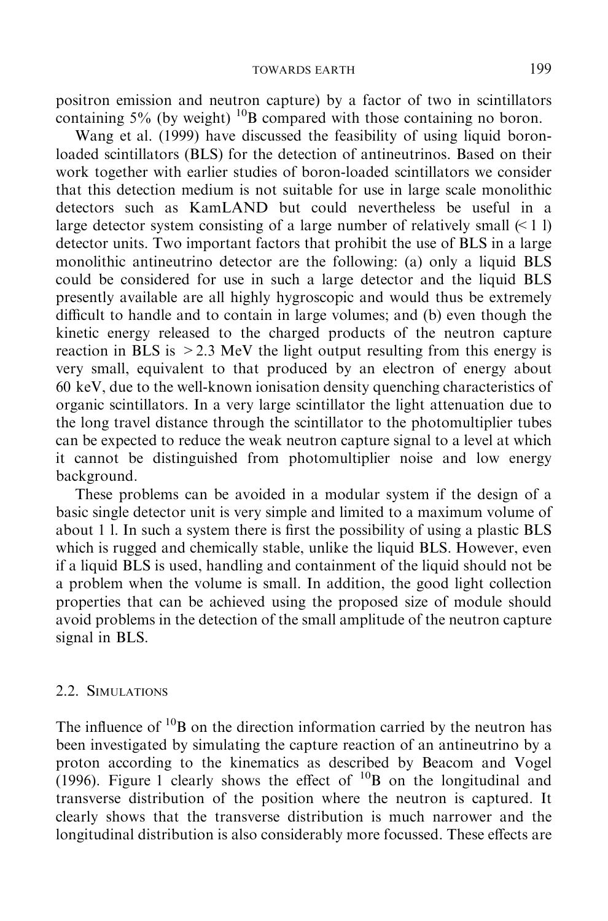positron emission and neutron capture) by a factor of two in scintillators containing 5% (by weight) $^{10}B$ compared with those containing no boron.

Wang et al. (1999) have discussed the feasibility of using liquid boron-loaded scintillators (BLS) for the detection of antineutrinos. Based on their work together with earlier studies of boron-loaded scintillators we consider that this detection medium is not suitable for use in large scale monolithic detectors such as KamLAND but could nevertheless be useful in a large detector system consisting of a large number of relatively small (< 1 l) detector units. Two important factors that prohibit the use of BLS in a large monolithic antineutrino detector are the following: (a) only a liquid BLS could be considered for use in such a large detector and the liquid BLS presently available are all highly hygroscopic and would thus be extremely difficult to handle and to contain in large volumes; and (b) even though the kinetic energy released to the charged products of the neutron capture reaction in BLS is > 2.3 MeV the light output resulting from this energy is very small, equivalent to that produced by an electron of energy about 60 keV, due to the well-known ionisation density quenching characteristics of organic scintillators. In a very large scintillator the light attenuation due to the long travel distance through the scintillator to the photomultiplier tubes can be expected to reduce the weak neutron capture signal to a level at which it cannot be distinguished from photomultiplier noise and low energy background.

These problems can be avoided in a modular system if the design of a basic single detector unit is very simple and limited to a maximum volume of about 1 l. In such a system there is first the possibility of using a plastic BLS which is rugged and chemically stable, unlike the liquid BLS. However, even if a liquid BLS is used, handling and containment of the liquid should not be a problem when the volume is small. In addition, the good light collection properties that can be achieved using the proposed size of module should avoid problems in the detection of the small amplitude of the neutron capture signal in BLS.

### 2.2. Simulations

The influence of $^{10}B$ on the direction information carried by the neutron has been investigated by simulating the capture reaction of an antineutrino by a proton according to the kinematics as described by Beacom and Vogel (1996). Figure 1 clearly shows the effect of $^{10}B$ on the longitudinal and transverse distribution of the position where the neutron is captured. It clearly shows that the transverse distribution is much narrower and the longitudinal distribution is also considerably more focussed. These effects are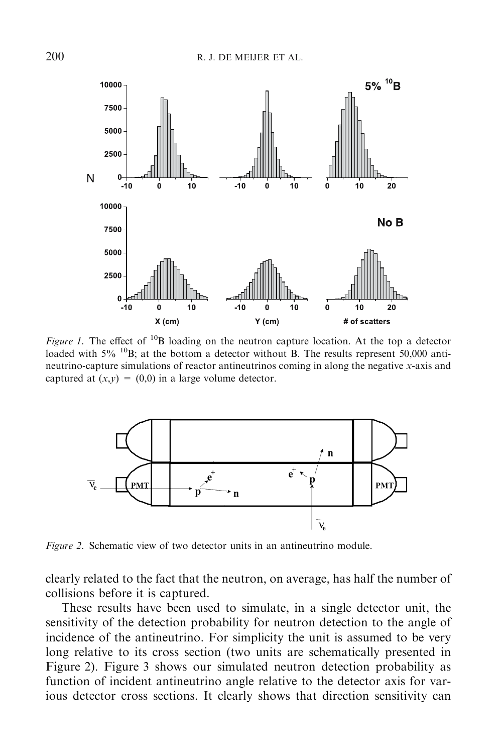5% $^{10}$B

N

10000
7500
5000
2500
0
-10 0 10
-10 0 10
0 10 20

No B

10000
7500
5000
2500
0
-10 0 10
-10 0 10
0 10 20

X (cm) Y (cm) # of scatters

*Figure 1.* The effect of $^{10}$B loading on the neutron capture location. At the top a detector loaded with 5% $^{10}$B; at the bottom a detector without B. The results represent 50,000 antineutrino-capture simulations of reactor antineutrinos coming in along the negative $x$-axis and captured at $(x,y) = (0,0)$ in a large volume detector.

$\bar{\nu}_e$ PMT $e^+$ p n $e^+$ p n PMT $\bar{\nu}_e$

*Figure 2.* Schematic view of two detector units in an antineutrino module.

clearly related to the fact that the neutron, on average, has half the number of collisions before it is captured.

These results have been used to simulate, in a single detector unit, the sensitivity of the detection probability for neutron detection to the angle of incidence of the antineutrino. For simplicity the unit is assumed to be very long relative to its cross section (two units are schematically presented in Figure 2). Figure 3 shows our simulated neutron detection probability as function of incident antineutrino angle relative to the detector axis for various detector cross sections. It clearly shows that direction sensitivity can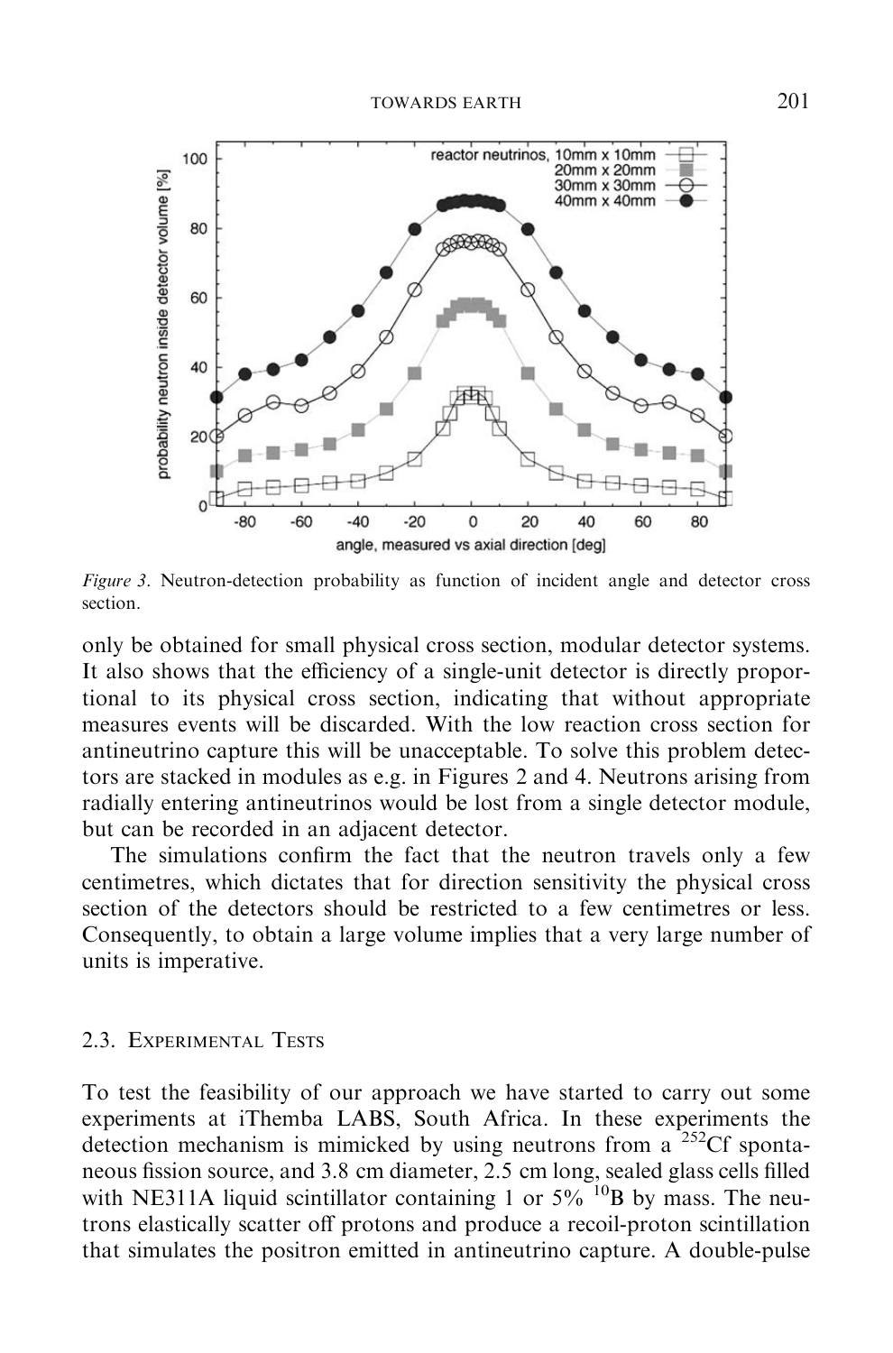reactor neutrinos, 10mm x 10mm
20mm x 20mm
30mm x 30mm
40mm x 40mm

probability neutron inside detector volume [%]

100
80
60
40
20
0

-80 -60 -40 -20 0 20 40 60 80

angle, measured vs axial direction [deg]

*Figure 3*. Neutron-detection probability as function of incident angle and detector cross section.

only be obtained for small physical cross section, modular detector systems. It also shows that the efficiency of a single-unit detector is directly proportional to its physical cross section, indicating that without appropriate measures events will be discarded. With the low reaction cross section for antineutrino capture this will be unacceptable. To solve this problem detectors are stacked in modules as e.g. in Figures 2 and 4. Neutrons arising from radially entering antineutrinos would be lost from a single detector module, but can be recorded in an adjacent detector.

The simulations confirm the fact that the neutron travels only a few centimetres, which dictates that for direction sensitivity the physical cross section of the detectors should be restricted to a few centimetres or less. Consequently, to obtain a large volume implies that a very large number of units is imperative.

### 2.3. Experimental Tests

To test the feasibility of our approach we have started to carry out some experiments at iThemba LABS, South Africa. In these experiments the detection mechanism is mimicked by using neutrons from a $^{252}$Cf spontaneous fission source, and 3.8 cm diameter, 2.5 cm long, sealed glass cells filled with NE311A liquid scintillator containing 1 or 5% $^{10}$B by mass. The neutrons elastically scatter off protons and produce a recoil-proton scintillation that simulates the positron emitted in antineutrino capture. A double-pulse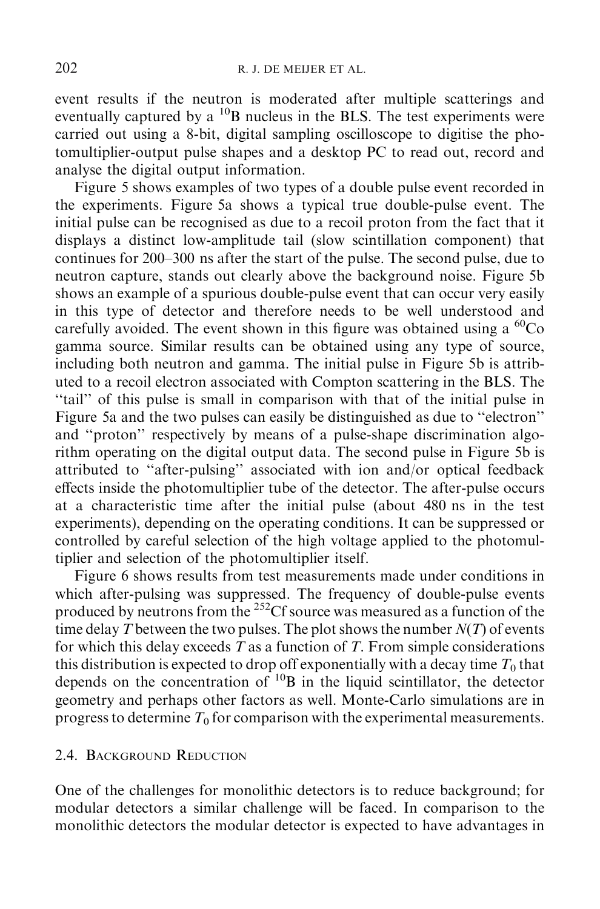event results if the neutron is moderated after multiple scatterings and eventually captured by a $^{10}$B nucleus in the BLS. The test experiments were carried out using a 8-bit, digital sampling oscilloscope to digitise the photomultiplier-output pulse shapes and a desktop PC to read out, record and analyse the digital output information.

Figure 5 shows examples of two types of a double pulse event recorded in the experiments. Figure 5a shows a typical true double-pulse event. The initial pulse can be recognised as due to a recoil proton from the fact that it displays a distinct low-amplitude tail (slow scintillation component) that continues for 200–300 ns after the start of the pulse. The second pulse, due to neutron capture, stands out clearly above the background noise. Figure 5b shows an example of a spurious double-pulse event that can occur very easily in this type of detector and therefore needs to be well understood and carefully avoided. The event shown in this figure was obtained using a $^{60}$Co gamma source. Similar results can be obtained using any type of source, including both neutron and gamma. The initial pulse in Figure 5b is attributed to a recoil electron associated with Compton scattering in the BLS. The "tail" of this pulse is small in comparison with that of the initial pulse in Figure 5a and the two pulses can easily be distinguished as due to "electron" and "proton" respectively by means of a pulse-shape discrimination algorithm operating on the digital output data. The second pulse in Figure 5b is attributed to "after-pulsing" associated with ion and/or optical feedback effects inside the photomultiplier tube of the detector. The after-pulse occurs at a characteristic time after the initial pulse (about 480 ns in the test experiments), depending on the operating conditions. It can be suppressed or controlled by careful selection of the high voltage applied to the photomultiplier and selection of the photomultiplier itself.

Figure 6 shows results from test measurements made under conditions in which after-pulsing was suppressed. The frequency of double-pulse events produced by neutrons from the $^{252}$Cf source was measured as a function of the time delay $T$ between the two pulses. The plot shows the number $N(T)$ of events for which this delay exceeds $T$ as a function of $T$. From simple considerations this distribution is expected to drop off exponentially with a decay time $T_0$ that depends on the concentration of $^{10}$B in the liquid scintillator, the detector geometry and perhaps other factors as well. Monte-Carlo simulations are in progress to determine $T_0$ for comparison with the experimental measurements.

### 2.4. Background Reduction

One of the challenges for monolithic detectors is to reduce background; for modular detectors a similar challenge will be faced. In comparison to the monolithic detectors the modular detector is expected to have advantages in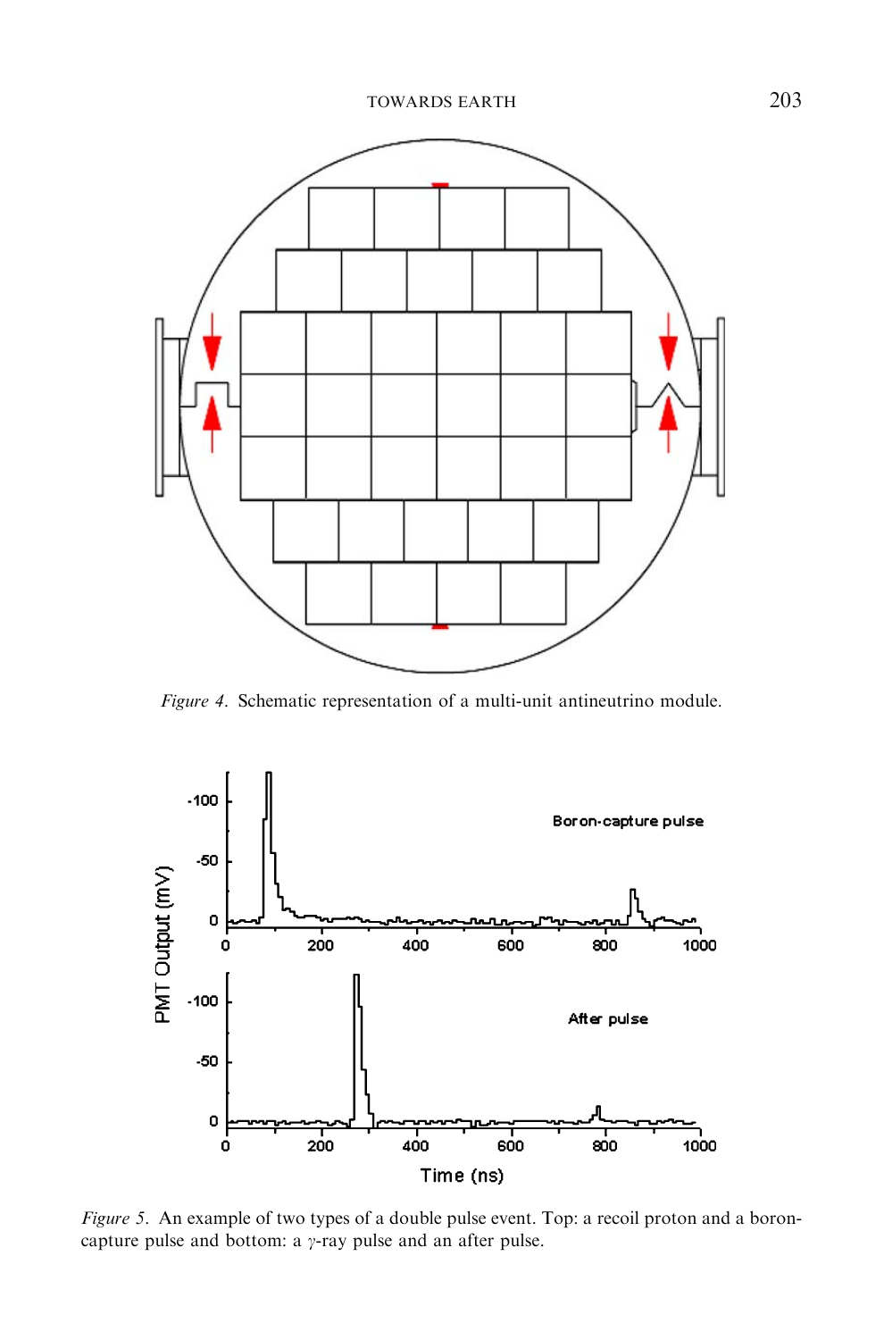*Figure 4*. Schematic representation of a multi-unit antineutrino module.

PMT Output (mV)

-100
-50
0
0 200 400 600 800 1000

Boron-capture pulse

-100
-50
0
0 200 400 600 800 1000

After pulse

Time (ns)

*Figure 5*. An example of two types of a double pulse event. Top: a recoil proton and a boron-capture pulse and bottom: a $\gamma$-ray pulse and an after pulse.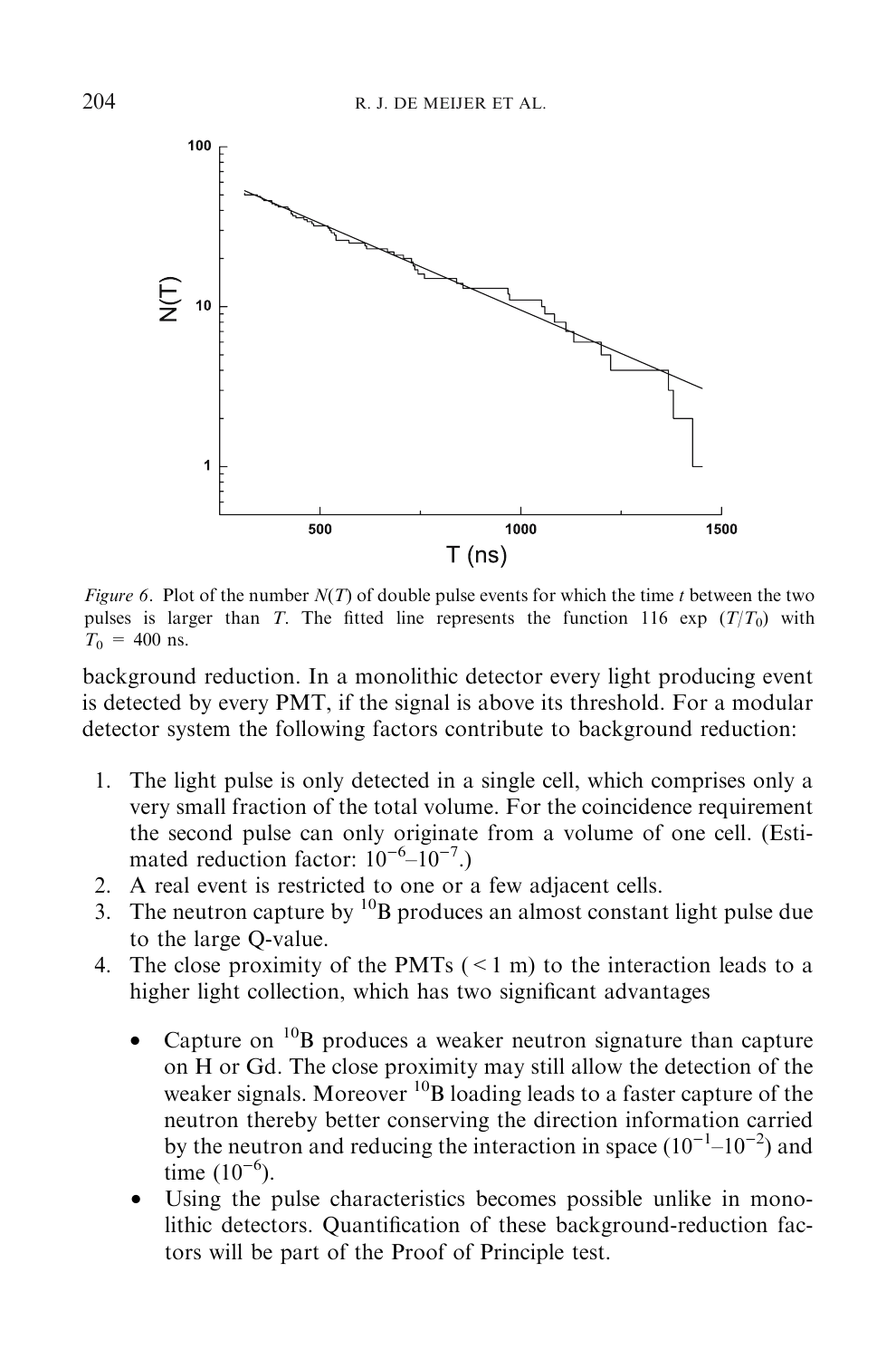100

10

1

N(T)

500

1000

1500

T (ns)

*Figure 6*. Plot of the number $N(T)$ of double pulse events for which the time $t$ between the two pulses is larger than $T$. The fitted line represents the function 116 exp $(T/T_0)$ with $T_0$ = 400 ns.

background reduction. In a monolithic detector every light producing event is detected by every PMT, if the signal is above its threshold. For a modular detector system the following factors contribute to background reduction:

1. The light pulse is only detected in a single cell, which comprises only a very small fraction of the total volume. For the coincidence requirement the second pulse can only originate from a volume of one cell. (Estimated reduction factor: $10^{-6}$–$10^{-7}$.)
2. A real event is restricted to one or a few adjacent cells.
3. The neutron capture by $^{10}$B produces an almost constant light pulse due to the large Q-value.
4. The close proximity of the PMTs ( < 1 m) to the interaction leads to a higher light collection, which has two significant advantages
   - Capture on $^{10}$B produces a weaker neutron signature than capture on H or Gd. The close proximity may still allow the detection of the weaker signals. Moreover $^{10}$B loading leads to a faster capture of the neutron thereby better conserving the direction information carried by the neutron and reducing the interaction in space ($10^{-1}$–$10^{-2}$) and time ($10^{-6}$).
   - Using the pulse characteristics becomes possible unlike in monolithic detectors. Quantification of these background-reduction factors will be part of the Proof of Principle test.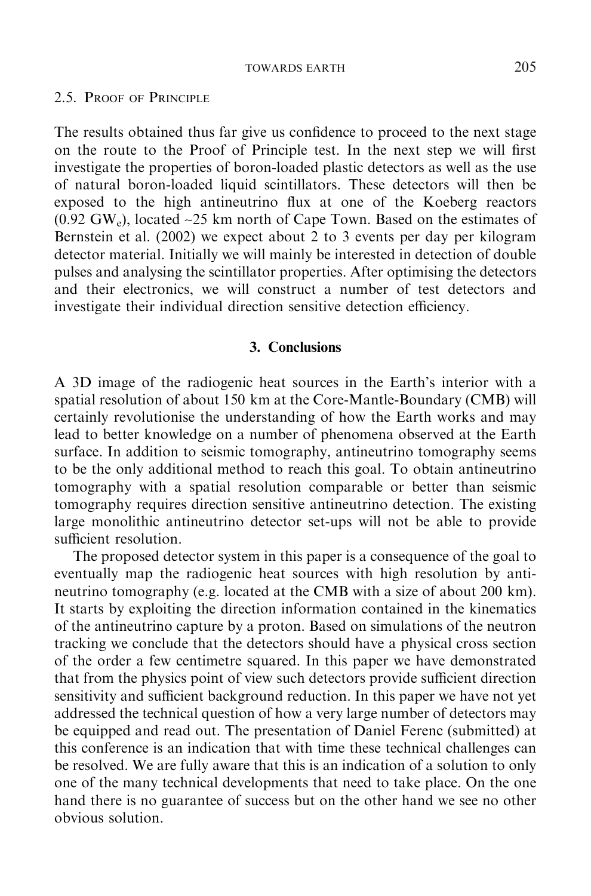### 2.5. Proof of Principle

The results obtained thus far give us confidence to proceed to the next stage on the route to the Proof of Principle test. In the next step we will first investigate the properties of boron-loaded plastic detectors as well as the use of natural boron-loaded liquid scintillators. These detectors will then be exposed to the high antineutrino flux at one of the Koeberg reactors (0.92 $GW_e$), located ~25 km north of Cape Town. Based on the estimates of Bernstein et al. (2002) we expect about 2 to 3 events per day per kilogram detector material. Initially we will mainly be interested in detection of double pulses and analysing the scintillator properties. After optimising the detectors and their electronics, we will construct a number of test detectors and investigate their individual direction sensitive detection efficiency.

## 3. Conclusions

A 3D image of the radiogenic heat sources in the Earth's interior with a spatial resolution of about 150 km at the Core-Mantle-Boundary (CMB) will certainly revolutionise the understanding of how the Earth works and may lead to better knowledge on a number of phenomena observed at the Earth surface. In addition to seismic tomography, antineutrino tomography seems to be the only additional method to reach this goal. To obtain antineutrino tomography with a spatial resolution comparable or better than seismic tomography requires direction sensitive antineutrino detection. The existing large monolithic antineutrino detector set-ups will not be able to provide sufficient resolution.

The proposed detector system in this paper is a consequence of the goal to eventually map the radiogenic heat sources with high resolution by antineutrino tomography (e.g. located at the CMB with a size of about 200 km). It starts by exploiting the direction information contained in the kinematics of the antineutrino capture by a proton. Based on simulations of the neutron tracking we conclude that the detectors should have a physical cross section of the order a few centimetre squared. In this paper we have demonstrated that from the physics point of view such detectors provide sufficient direction sensitivity and sufficient background reduction. In this paper we have not yet addressed the technical question of how a very large number of detectors may be equipped and read out. The presentation of Daniel Ferenc (submitted) at this conference is an indication that with time these technical challenges can be resolved. We are fully aware that this is an indication of a solution to only one of the many technical developments that need to take place. On the one hand there is no guarantee of success but on the other hand we see no other obvious solution.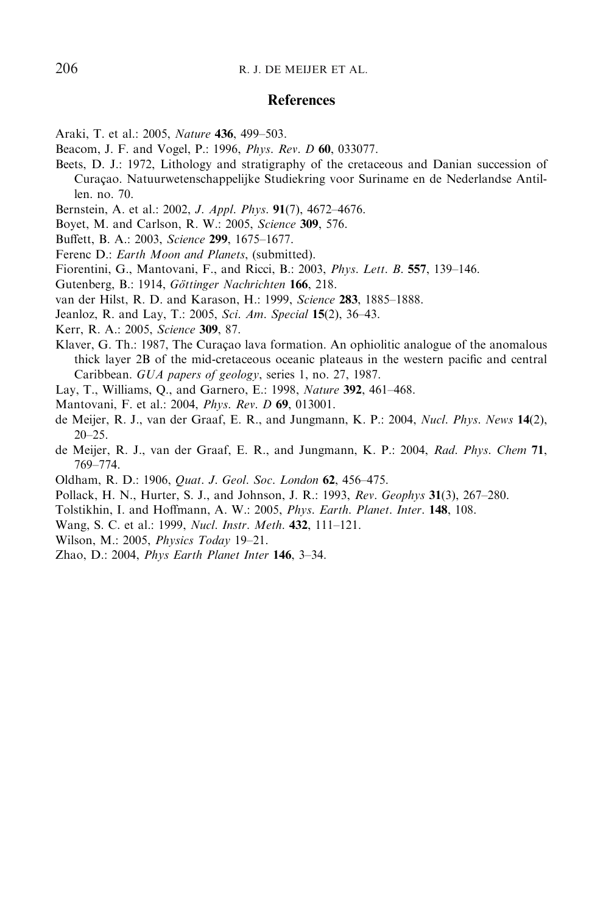## References

Araki, T. et al.: 2005, *Nature* **436**, 499–503.

Beacom, J. F. and Vogel, P.: 1996, *Phys. Rev. D* **60**, 033077.

Beets, D. J.: 1972, Lithology and stratigraphy of the cretaceous and Danian succession of Curaçao. Natuurwetenschappelijke Studiekring voor Suriname en de Nederlandse Antillen. no. 70.

Bernstein, A. et al.: 2002, *J. Appl. Phys.* **91**(7), 4672–4676.

Boyet, M. and Carlson, R. W.: 2005, *Science* **309**, 576.

Buffett, B. A.: 2003, *Science* **299**, 1675–1677.

Ferenc D.: *Earth Moon and Planets*, (submitted).

Fiorentini, G., Mantovani, F., and Ricci, B.: 2003, *Phys. Lett. B*. **557**, 139–146.

Gutenberg, B.: 1914, *Göttinger Nachrichten* **166**, 218.

van der Hilst, R. D. and Karason, H.: 1999, *Science* **283**, 1885–1888.

Jeanloz, R. and Lay, T.: 2005, *Sci. Am. Special* **15**(2), 36–43.

Kerr, R. A.: 2005, *Science* **309**, 87.

Klaver, G. Th.: 1987, The Curaçao lava formation. An ophiolitic analogue of the anomalous thick layer 2B of the mid-cretaceous oceanic plateaus in the western pacific and central Caribbean. *GUA papers of geology*, series 1, no. 27, 1987.

Lay, T., Williams, Q., and Garnero, E.: 1998, *Nature* **392**, 461–468.

Mantovani, F. et al.: 2004, *Phys. Rev. D* **69**, 013001.

de Meijer, R. J., van der Graaf, E. R., and Jungmann, K. P.: 2004, *Nucl. Phys. News* **14**(2), 20–25.

de Meijer, R. J., van der Graaf, E. R., and Jungmann, K. P.: 2004, *Rad. Phys. Chem* **71**, 769–774.

Oldham, R. D.: 1906, *Quat. J. Geol. Soc. London* **62**, 456–475.

Pollack, H. N., Hurter, S. J., and Johnson, J. R.: 1993, *Rev. Geophys* **31**(3), 267–280.

Tolstikhin, I. and Hoffmann, A. W.: 2005, *Phys. Earth. Planet. Inter*. **148**, 108.

Wang, S. C. et al.: 1999, *Nucl. Instr. Meth.* **432**, 111–121.

Wilson, M.: 2005, *Physics Today* 19–21.

Zhao, D.: 2004, *Phys Earth Planet Inter* **146**, 3–34.